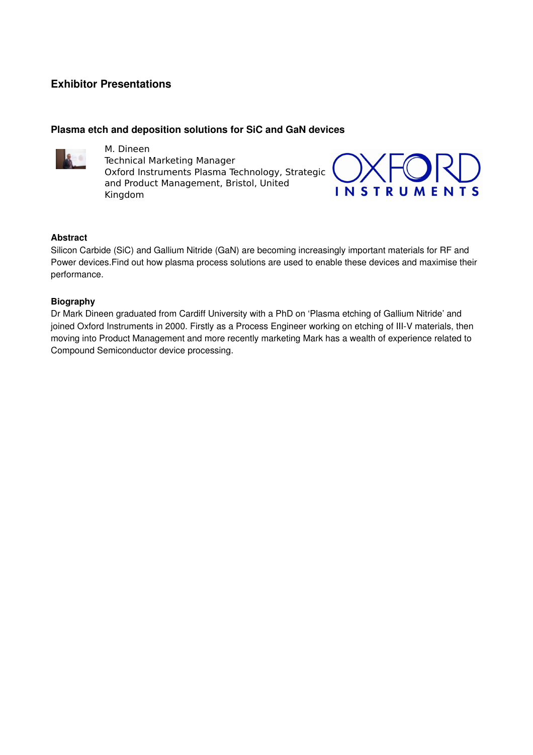# Exhibitor Presentations

## Plasma etch and deposition solutions for SiC and GaN devices

M. Dineen
Technical Marketing Manager
Oxford Instruments Plasma Technology, Strategic and Product Management, Bristol, United Kingdom

### Abstract

Silicon Carbide (SiC) and Gallium Nitride (GaN) are becoming increasingly important materials for RF and Power devices.Find out how plasma process solutions are used to enable these devices and maximise their performance.

### Biography

Dr Mark Dineen graduated from Cardiff University with a PhD on 'Plasma etching of Gallium Nitride' and joined Oxford Instruments in 2000. Firstly as a Process Engineer working on etching of III-V materials, then moving into Product Management and more recently marketing Mark has a wealth of experience related to Compound Semiconductor device processing.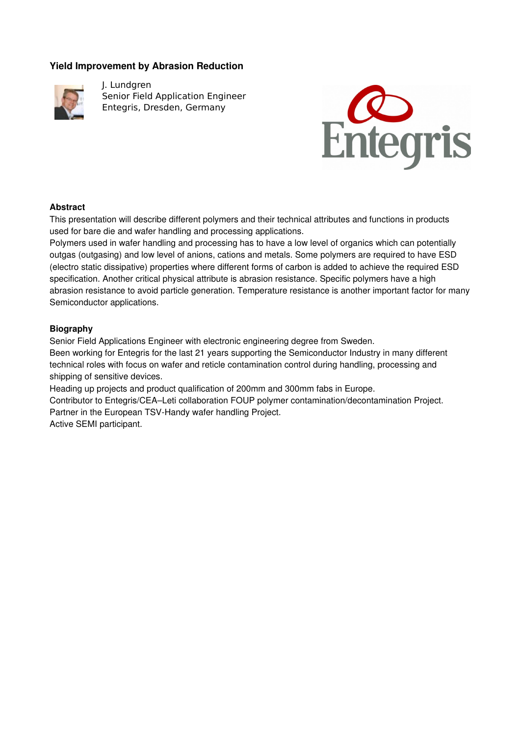## Yield Improvement by Abrasion Reduction

J. Lundgren
Senior Field Application Engineer
Entegris, Dresden, Germany

### Abstract

This presentation will describe different polymers and their technical attributes and functions in products used for bare die and wafer handling and processing applications.
Polymers used in wafer handling and processing has to have a low level of organics which can potentially outgas (outgasing) and low level of anions, cations and metals. Some polymers are required to have ESD (electro static dissipative) properties where different forms of carbon is added to achieve the required ESD specification. Another critical physical attribute is abrasion resistance. Specific polymers have a high abrasion resistance to avoid particle generation. Temperature resistance is another important factor for many Semiconductor applications.

### Biography

Senior Field Applications Engineer with electronic engineering degree from Sweden.
Been working for Entegris for the last 21 years supporting the Semiconductor Industry in many different technical roles with focus on wafer and reticle contamination control during handling, processing and shipping of sensitive devices.
Heading up projects and product qualification of 200mm and 300mm fabs in Europe.
Contributor to Entegris/CEA–Leti collaboration FOUP polymer contamination/decontamination Project.
Partner in the European TSV-Handy wafer handling Project.
Active SEMI participant.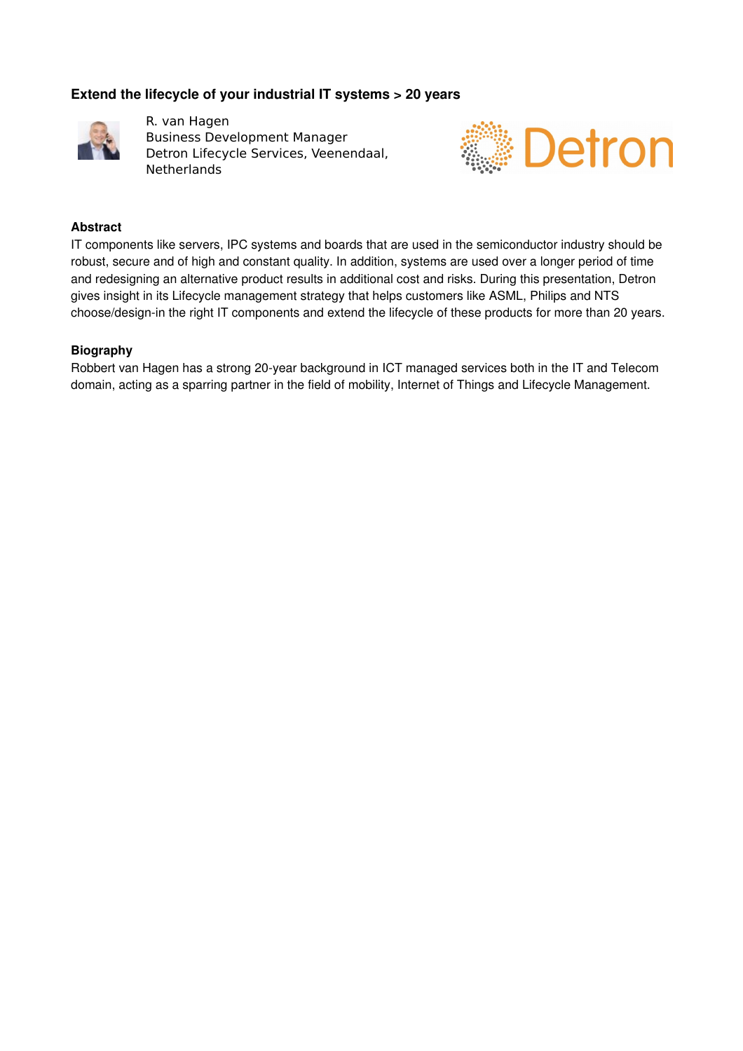## Extend the lifecycle of your industrial IT systems > 20 years

R. van Hagen
Business Development Manager
Detron Lifecycle Services, Veenendaal, Netherlands

### Abstract

IT components like servers, IPC systems and boards that are used in the semiconductor industry should be robust, secure and of high and constant quality. In addition, systems are used over a longer period of time and redesigning an alternative product results in additional cost and risks. During this presentation, Detron gives insight in its Lifecycle management strategy that helps customers like ASML, Philips and NTS choose/design-in the right IT components and extend the lifecycle of these products for more than 20 years.

### Biography

Robbert van Hagen has a strong 20-year background in ICT managed services both in the IT and Telecom domain, acting as a sparring partner in the field of mobility, Internet of Things and Lifecycle Management.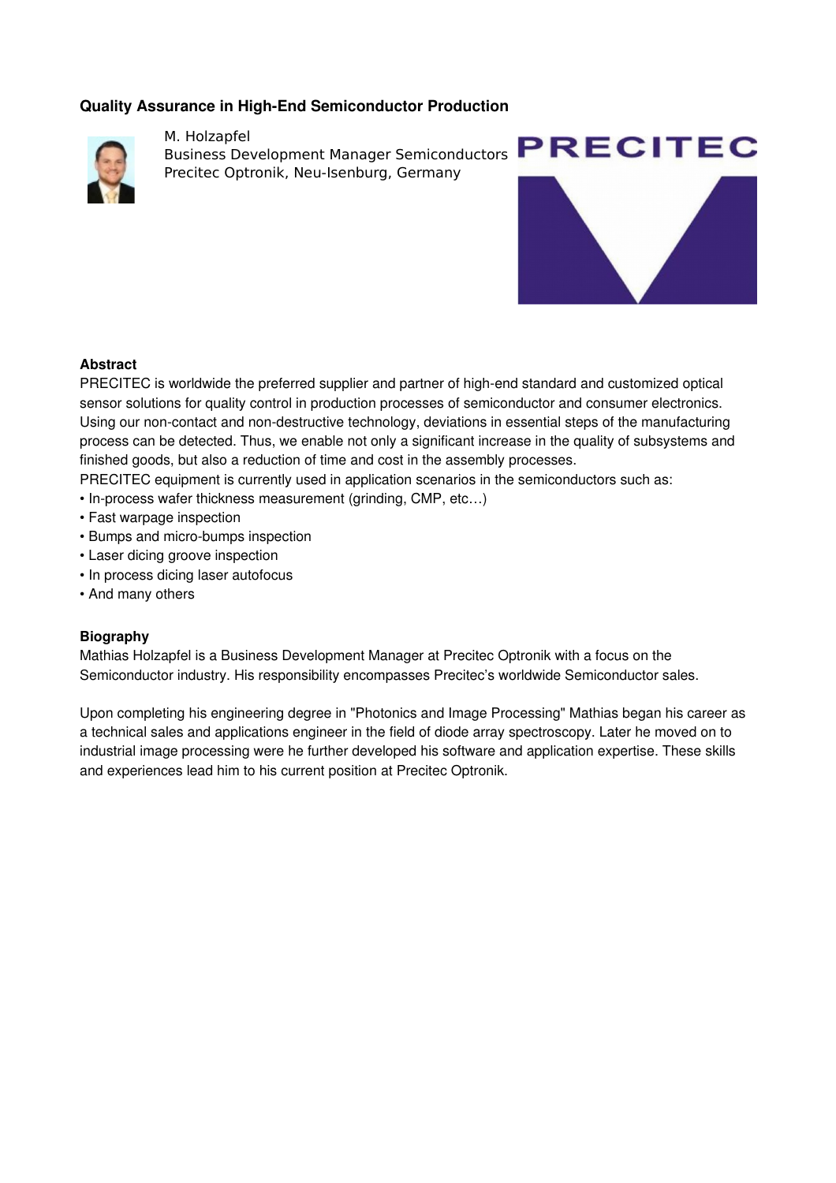### Quality Assurance in High-End Semiconductor Production

M. Holzapfel
Business Development Manager Semiconductors
Precitec Optronik, Neu-Isenburg, Germany

PRECITEC

**Abstract**

PRECITEC is worldwide the preferred supplier and partner of high-end standard and customized optical sensor solutions for quality control in production processes of semiconductor and consumer electronics. Using our non-contact and non-destructive technology, deviations in essential steps of the manufacturing process can be detected. Thus, we enable not only a significant increase in the quality of subsystems and finished goods, but also a reduction of time and cost in the assembly processes.
PRECITEC equipment is currently used in application scenarios in the semiconductors such as:

- In-process wafer thickness measurement (grinding, CMP, etc…)
- Fast warpage inspection
- Bumps and micro-bumps inspection
- Laser dicing groove inspection
- In process dicing laser autofocus
- And many others

**Biography**

Mathias Holzapfel is a Business Development Manager at Precitec Optronik with a focus on the Semiconductor industry. His responsibility encompasses Precitec's worldwide Semiconductor sales.

Upon completing his engineering degree in "Photonics and Image Processing" Mathias began his career as a technical sales and applications engineer in the field of diode array spectroscopy. Later he moved on to industrial image processing were he further developed his software and application expertise. These skills and experiences lead him to his current position at Precitec Optronik.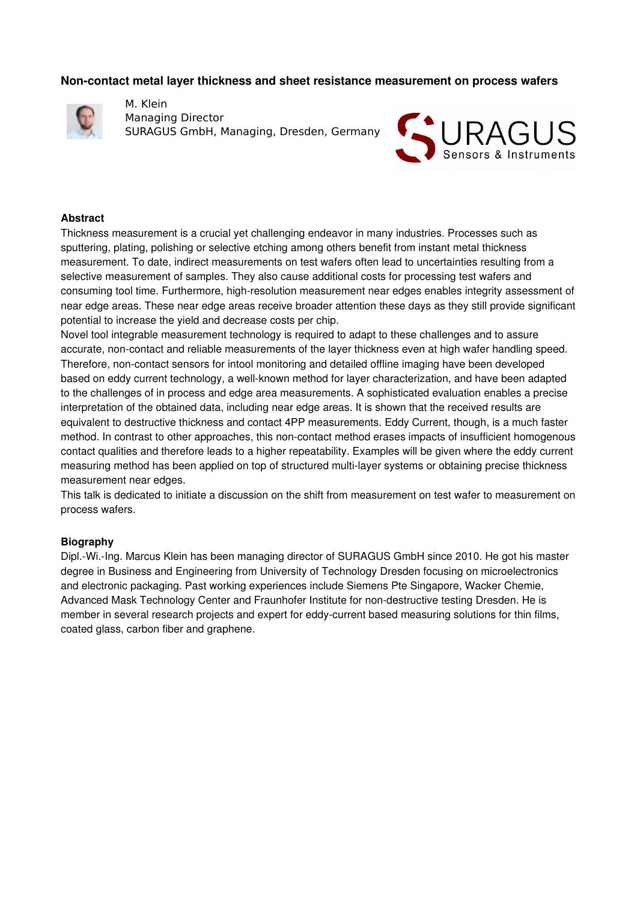## Non-contact metal layer thickness and sheet resistance measurement on process wafers

M. Klein
Managing Director
SURAGUS GmbH, Managing, Dresden, Germany

### Abstract

Thickness measurement is a crucial yet challenging endeavor in many industries. Processes such as sputtering, plating, polishing or selective etching among others benefit from instant metal thickness measurement. To date, indirect measurements on test wafers often lead to uncertainties resulting from a selective measurement of samples. They also cause additional costs for processing test wafers and consuming tool time. Furthermore, high-resolution measurement near edges enables integrity assessment of near edge areas. These near edge areas receive broader attention these days as they still provide significant potential to increase the yield and decrease costs per chip.

Novel tool integrable measurement technology is required to adapt to these challenges and to assure accurate, non-contact and reliable measurements of the layer thickness even at high wafer handling speed. Therefore, non-contact sensors for intool monitoring and detailed offline imaging have been developed based on eddy current technology, a well-known method for layer characterization, and have been adapted to the challenges of in process and edge area measurements. A sophisticated evaluation enables a precise interpretation of the obtained data, including near edge areas. It is shown that the received results are equivalent to destructive thickness and contact 4PP measurements. Eddy Current, though, is a much faster method. In contrast to other approaches, this non-contact method erases impacts of insufficient homogenous contact qualities and therefore leads to a higher repeatability. Examples will be given where the eddy current measuring method has been applied on top of structured multi-layer systems or obtaining precise thickness measurement near edges.

This talk is dedicated to initiate a discussion on the shift from measurement on test wafer to measurement on process wafers.

### Biography

Dipl.-Wi.-Ing. Marcus Klein has been managing director of SURAGUS GmbH since 2010. He got his master degree in Business and Engineering from University of Technology Dresden focusing on microelectronics and electronic packaging. Past working experiences include Siemens Pte Singapore, Wacker Chemie, Advanced Mask Technology Center and Fraunhofer Institute for non-destructive testing Dresden. He is member in several research projects and expert for eddy-current based measuring solutions for thin films, coated glass, carbon fiber and graphene.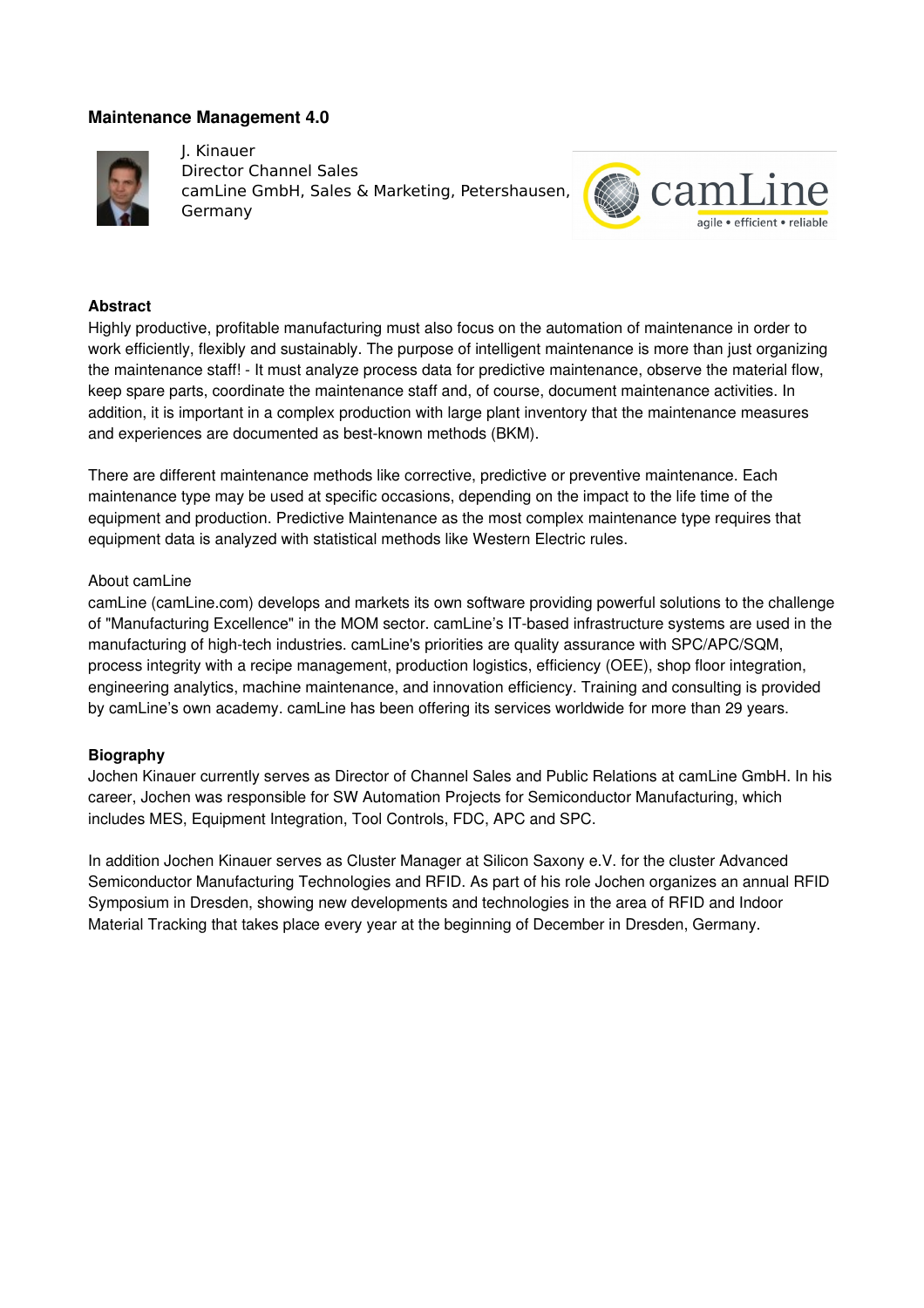## Maintenance Management 4.0

J. Kinauer
Director Channel Sales
camLine GmbH, Sales & Marketing, Petershausen, Germany

### Abstract

Highly productive, profitable manufacturing must also focus on the automation of maintenance in order to work efficiently, flexibly and sustainably. The purpose of intelligent maintenance is more than just organizing the maintenance staff! - It must analyze process data for predictive maintenance, observe the material flow, keep spare parts, coordinate the maintenance staff and, of course, document maintenance activities. In addition, it is important in a complex production with large plant inventory that the maintenance measures and experiences are documented as best-known methods (BKM).

There are different maintenance methods like corrective, predictive or preventive maintenance. Each maintenance type may be used at specific occasions, depending on the impact to the life time of the equipment and production. Predictive Maintenance as the most complex maintenance type requires that equipment data is analyzed with statistical methods like Western Electric rules.

About camLine

camLine (camLine.com) develops and markets its own software providing powerful solutions to the challenge of "Manufacturing Excellence" in the MOM sector. camLine's IT-based infrastructure systems are used in the manufacturing of high-tech industries. camLine's priorities are quality assurance with SPC/APC/SQM, process integrity with a recipe management, production logistics, efficiency (OEE), shop floor integration, engineering analytics, machine maintenance, and innovation efficiency. Training and consulting is provided by camLine's own academy. camLine has been offering its services worldwide for more than 29 years.

### Biography

Jochen Kinauer currently serves as Director of Channel Sales and Public Relations at camLine GmbH. In his career, Jochen was responsible for SW Automation Projects for Semiconductor Manufacturing, which includes MES, Equipment Integration, Tool Controls, FDC, APC and SPC.

In addition Jochen Kinauer serves as Cluster Manager at Silicon Saxony e.V. for the cluster Advanced Semiconductor Manufacturing Technologies and RFID. As part of his role Jochen organizes an annual RFID Symposium in Dresden, showing new developments and technologies in the area of RFID and Indoor Material Tracking that takes place every year at the beginning of December in Dresden, Germany.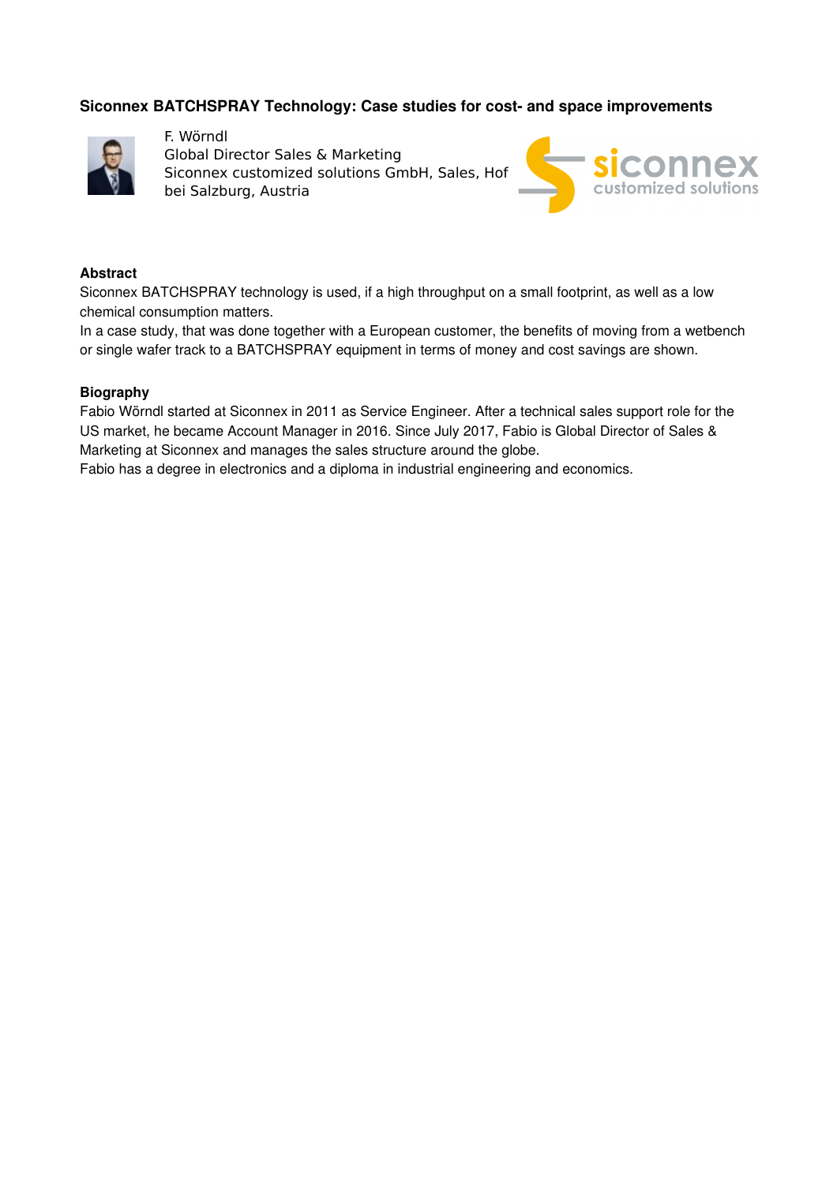## Siconnex BATCHSPRAY Technology: Case studies for cost- and space improvements

F. Wörndl
Global Director Sales & Marketing
Siconnex customized solutions GmbH, Sales, Hof bei Salzburg, Austria

### Abstract

Siconnex BATCHSPRAY technology is used, if a high throughput on a small footprint, as well as a low chemical consumption matters.
In a case study, that was done together with a European customer, the benefits of moving from a wetbench or single wafer track to a BATCHSPRAY equipment in terms of money and cost savings are shown.

### Biography

Fabio Wörndl started at Siconnex in 2011 as Service Engineer. After a technical sales support role for the US market, he became Account Manager in 2016. Since July 2017, Fabio is Global Director of Sales & Marketing at Siconnex and manages the sales structure around the globe.
Fabio has a degree in electronics and a diploma in industrial engineering and economics.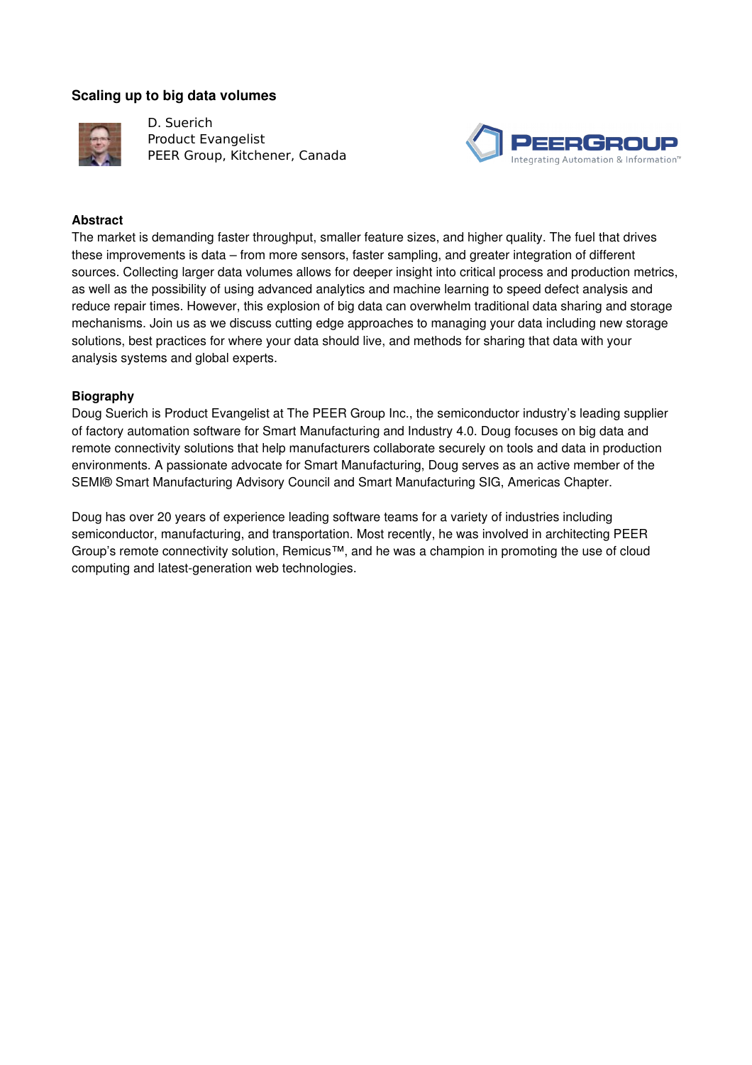## Scaling up to big data volumes

D. Suerich
Product Evangelist
PEER Group, Kitchener, Canada

**Abstract**

The market is demanding faster throughput, smaller feature sizes, and higher quality. The fuel that drives these improvements is data – from more sensors, faster sampling, and greater integration of different sources. Collecting larger data volumes allows for deeper insight into critical process and production metrics, as well as the possibility of using advanced analytics and machine learning to speed defect analysis and reduce repair times. However, this explosion of big data can overwhelm traditional data sharing and storage mechanisms. Join us as we discuss cutting edge approaches to managing your data including new storage solutions, best practices for where your data should live, and methods for sharing that data with your analysis systems and global experts.

**Biography**

Doug Suerich is Product Evangelist at The PEER Group Inc., the semiconductor industry's leading supplier of factory automation software for Smart Manufacturing and Industry 4.0. Doug focuses on big data and remote connectivity solutions that help manufacturers collaborate securely on tools and data in production environments. A passionate advocate for Smart Manufacturing, Doug serves as an active member of the SEMI® Smart Manufacturing Advisory Council and Smart Manufacturing SIG, Americas Chapter.

Doug has over 20 years of experience leading software teams for a variety of industries including semiconductor, manufacturing, and transportation. Most recently, he was involved in architecting PEER Group's remote connectivity solution, Remicus™, and he was a champion in promoting the use of cloud computing and latest-generation web technologies.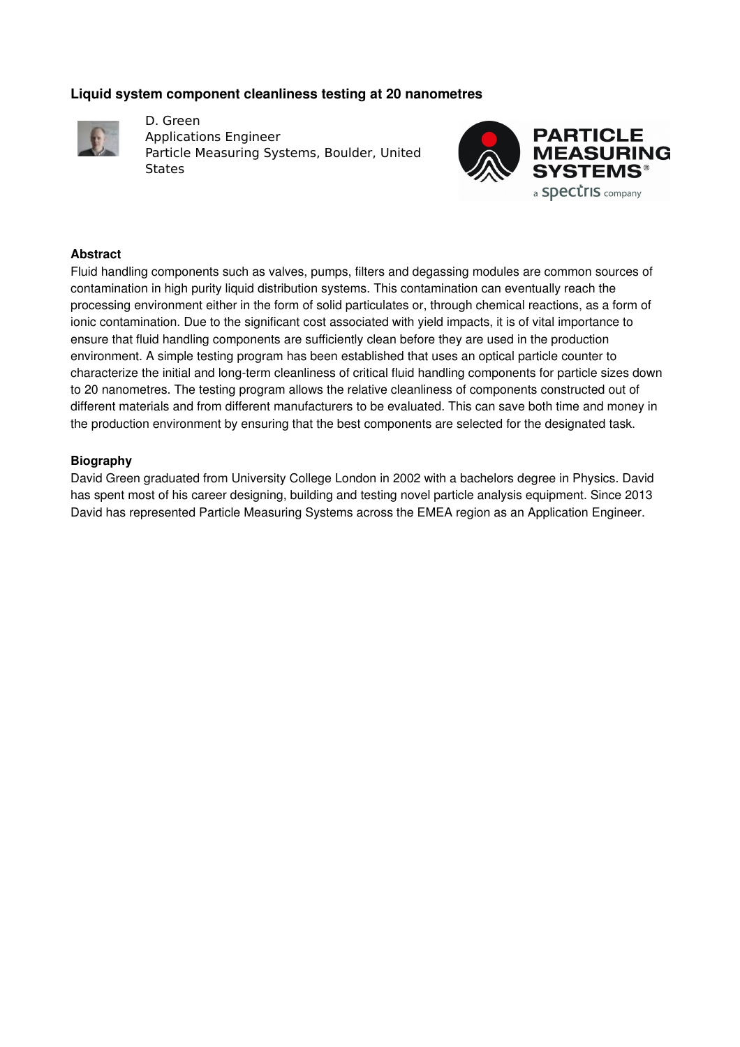## Liquid system component cleanliness testing at 20 nanometres

D. Green
Applications Engineer
Particle Measuring Systems, Boulder, United States

### Abstract

Fluid handling components such as valves, pumps, filters and degassing modules are common sources of contamination in high purity liquid distribution systems. This contamination can eventually reach the processing environment either in the form of solid particulates or, through chemical reactions, as a form of ionic contamination. Due to the significant cost associated with yield impacts, it is of vital importance to ensure that fluid handling components are sufficiently clean before they are used in the production environment. A simple testing program has been established that uses an optical particle counter to characterize the initial and long-term cleanliness of critical fluid handling components for particle sizes down to 20 nanometres. The testing program allows the relative cleanliness of components constructed out of different materials and from different manufacturers to be evaluated. This can save both time and money in the production environment by ensuring that the best components are selected for the designated task.

### Biography

David Green graduated from University College London in 2002 with a bachelors degree in Physics. David has spent most of his career designing, building and testing novel particle analysis equipment. Since 2013 David has represented Particle Measuring Systems across the EMEA region as an Application Engineer.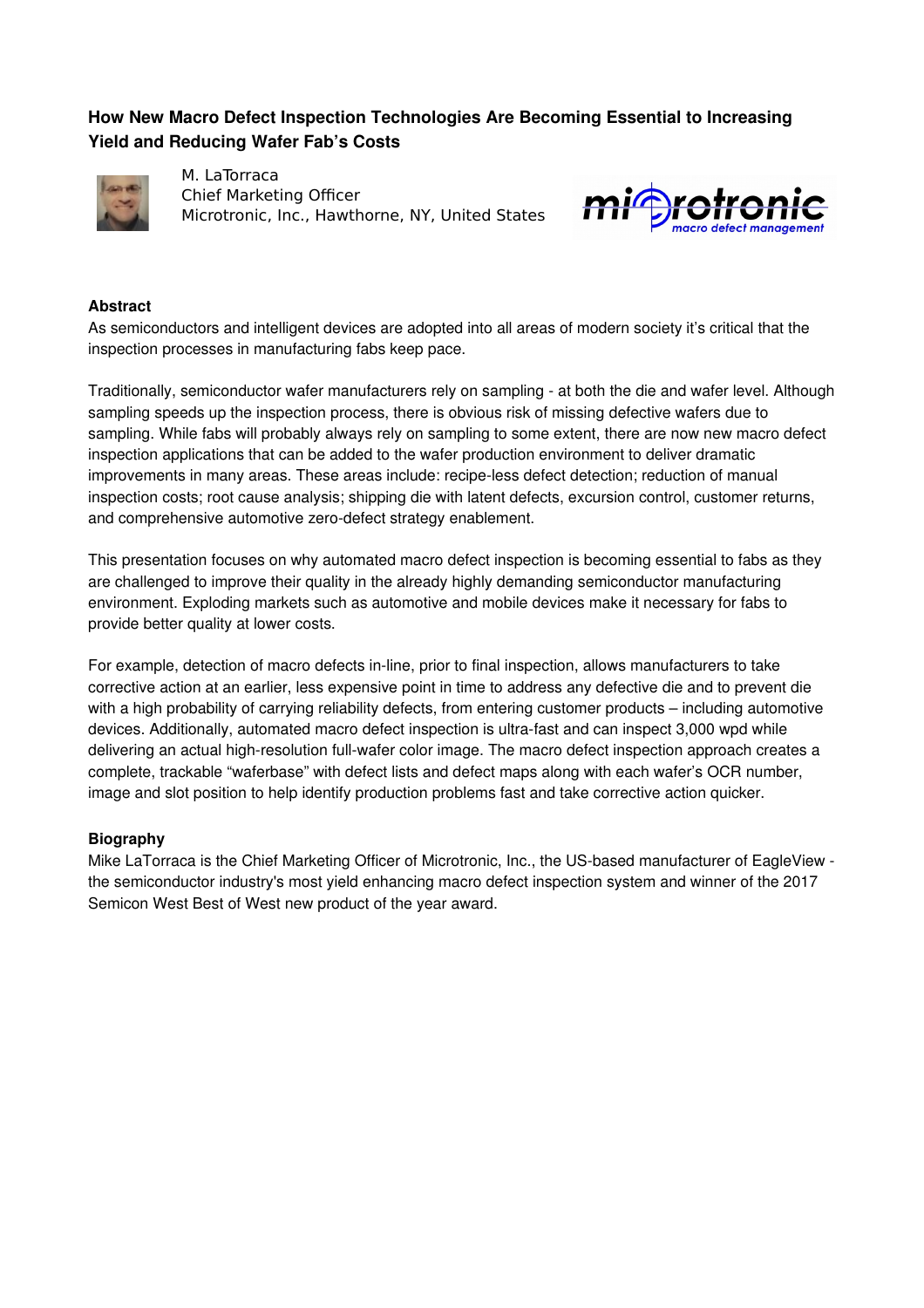## How New Macro Defect Inspection Technologies Are Becoming Essential to Increasing Yield and Reducing Wafer Fab's Costs

M. LaTorraca
Chief Marketing Officer
Microtronic, Inc., Hawthorne, NY, United States

### Abstract

As semiconductors and intelligent devices are adopted into all areas of modern society it's critical that the inspection processes in manufacturing fabs keep pace.

Traditionally, semiconductor wafer manufacturers rely on sampling - at both the die and wafer level. Although sampling speeds up the inspection process, there is obvious risk of missing defective wafers due to sampling. While fabs will probably always rely on sampling to some extent, there are now new macro defect inspection applications that can be added to the wafer production environment to deliver dramatic improvements in many areas. These areas include: recipe-less defect detection; reduction of manual inspection costs; root cause analysis; shipping die with latent defects, excursion control, customer returns, and comprehensive automotive zero-defect strategy enablement.

This presentation focuses on why automated macro defect inspection is becoming essential to fabs as they are challenged to improve their quality in the already highly demanding semiconductor manufacturing environment. Exploding markets such as automotive and mobile devices make it necessary for fabs to provide better quality at lower costs.

For example, detection of macro defects in-line, prior to final inspection, allows manufacturers to take corrective action at an earlier, less expensive point in time to address any defective die and to prevent die with a high probability of carrying reliability defects, from entering customer products – including automotive devices. Additionally, automated macro defect inspection is ultra-fast and can inspect 3,000 wpd while delivering an actual high-resolution full-wafer color image. The macro defect inspection approach creates a complete, trackable "waferbase" with defect lists and defect maps along with each wafer's OCR number, image and slot position to help identify production problems fast and take corrective action quicker.

### Biography

Mike LaTorraca is the Chief Marketing Officer of Microtronic, Inc., the US-based manufacturer of EagleView - the semiconductor industry's most yield enhancing macro defect inspection system and winner of the 2017 Semicon West Best of West new product of the year award.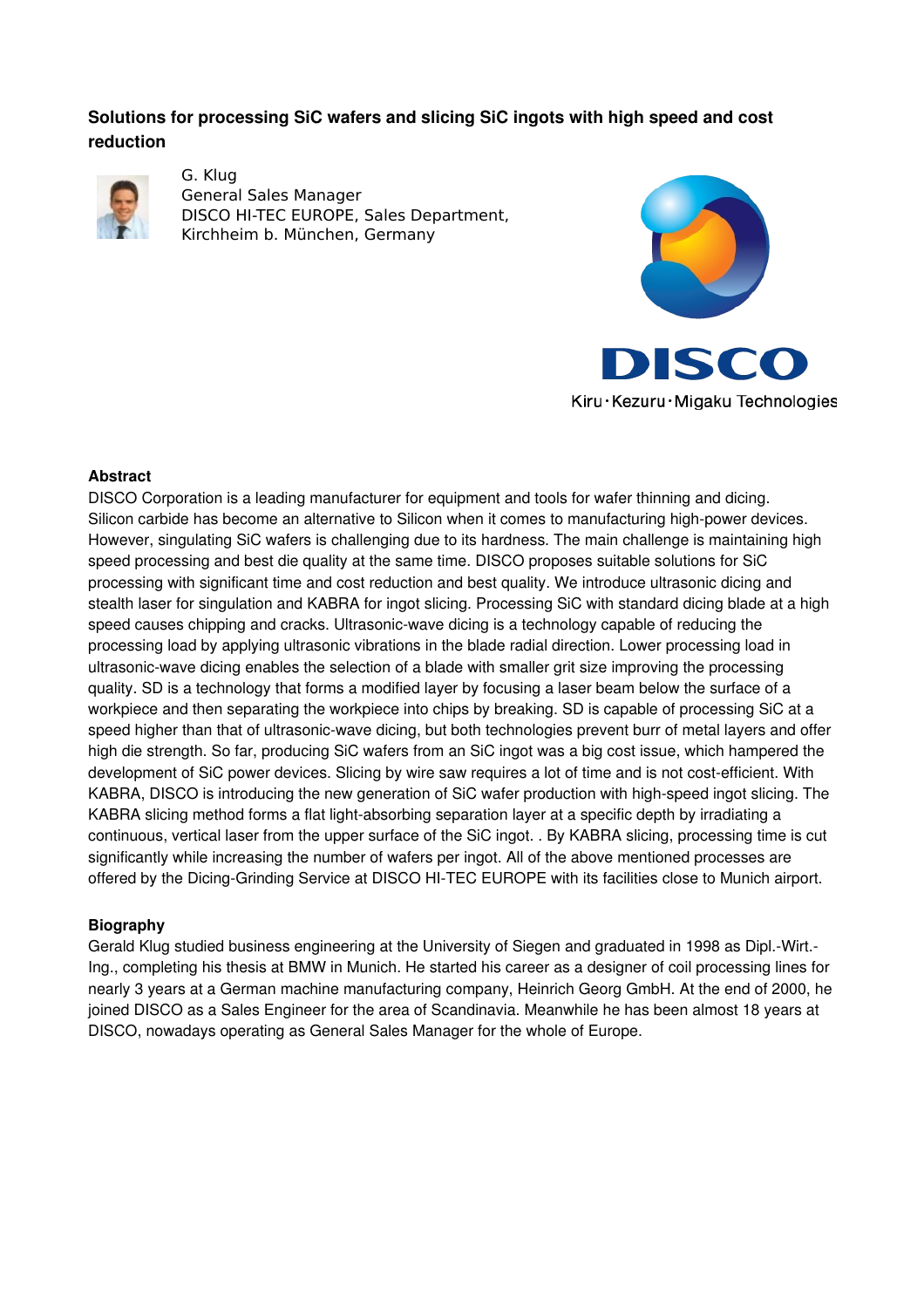## Solutions for processing SiC wafers and slicing SiC ingots with high speed and cost reduction

G. Klug
General Sales Manager
DISCO HI-TEC EUROPE, Sales Department,
Kirchheim b. München, Germany

DISCO
Kiru・Kezuru・Migaku Technologies

### Abstract

DISCO Corporation is a leading manufacturer for equipment and tools for wafer thinning and dicing. Silicon carbide has become an alternative to Silicon when it comes to manufacturing high-power devices. However, singulating SiC wafers is challenging due to its hardness. The main challenge is maintaining high speed processing and best die quality at the same time. DISCO proposes suitable solutions for SiC processing with significant time and cost reduction and best quality. We introduce ultrasonic dicing and stealth laser for singulation and KABRA for ingot slicing. Processing SiC with standard dicing blade at a high speed causes chipping and cracks. Ultrasonic-wave dicing is a technology capable of reducing the processing load by applying ultrasonic vibrations in the blade radial direction. Lower processing load in ultrasonic-wave dicing enables the selection of a blade with smaller grit size improving the processing quality. SD is a technology that forms a modified layer by focusing a laser beam below the surface of a workpiece and then separating the workpiece into chips by breaking. SD is capable of processing SiC at a speed higher than that of ultrasonic-wave dicing, but both technologies prevent burr of metal layers and offer high die strength. So far, producing SiC wafers from an SiC ingot was a big cost issue, which hampered the development of SiC power devices. Slicing by wire saw requires a lot of time and is not cost-efficient. With KABRA, DISCO is introducing the new generation of SiC wafer production with high-speed ingot slicing. The KABRA slicing method forms a flat light-absorbing separation layer at a specific depth by irradiating a continuous, vertical laser from the upper surface of the SiC ingot. . By KABRA slicing, processing time is cut significantly while increasing the number of wafers per ingot. All of the above mentioned processes are offered by the Dicing-Grinding Service at DISCO HI-TEC EUROPE with its facilities close to Munich airport.

### Biography

Gerald Klug studied business engineering at the University of Siegen and graduated in 1998 as Dipl.-Wirt.-Ing., completing his thesis at BMW in Munich. He started his career as a designer of coil processing lines for nearly 3 years at a German machine manufacturing company, Heinrich Georg GmbH. At the end of 2000, he joined DISCO as a Sales Engineer for the area of Scandinavia. Meanwhile he has been almost 18 years at DISCO, nowadays operating as General Sales Manager for the whole of Europe.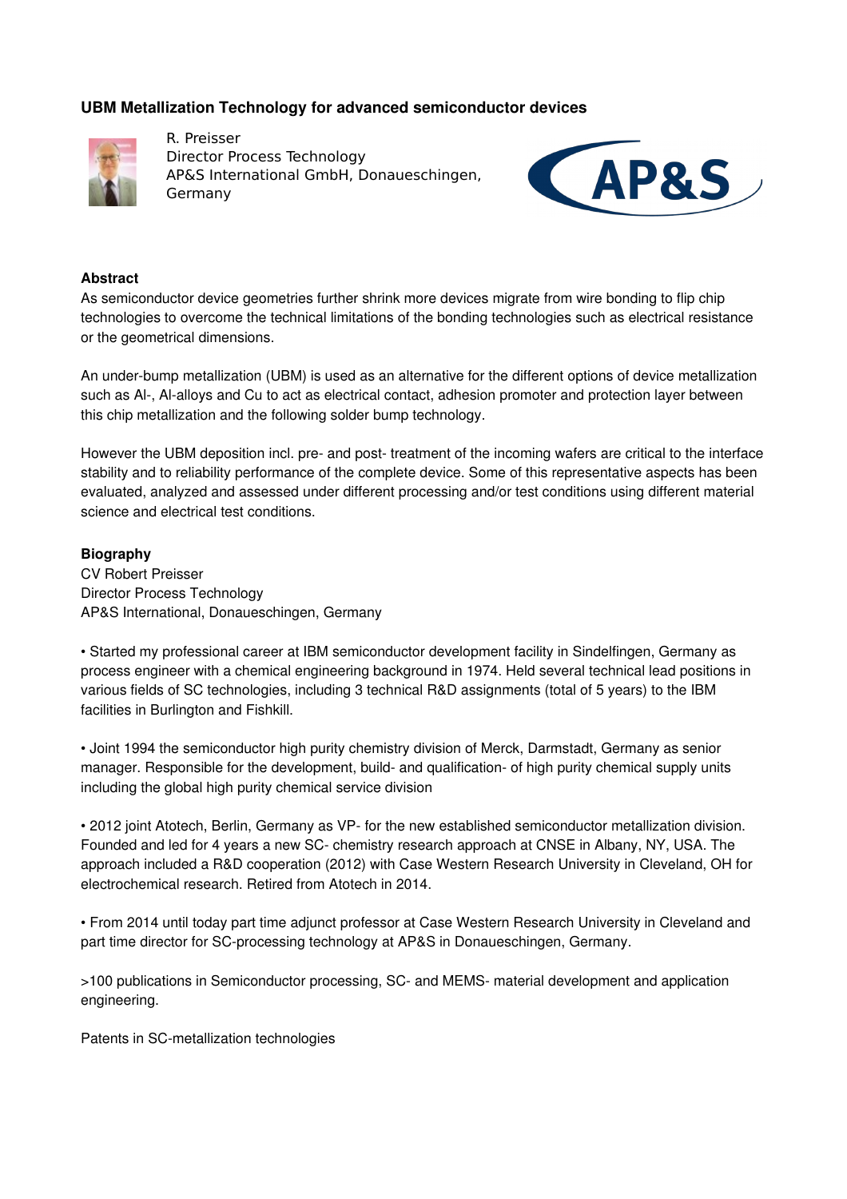## UBM Metallization Technology for advanced semiconductor devices

R. Preisser
Director Process Technology
AP&S International GmbH, Donaueschingen, Germany

### Abstract

As semiconductor device geometries further shrink more devices migrate from wire bonding to flip chip technologies to overcome the technical limitations of the bonding technologies such as electrical resistance or the geometrical dimensions.

An under-bump metallization (UBM) is used as an alternative for the different options of device metallization such as Al-, Al-alloys and Cu to act as electrical contact, adhesion promoter and protection layer between this chip metallization and the following solder bump technology.

However the UBM deposition incl. pre- and post- treatment of the incoming wafers are critical to the interface stability and to reliability performance of the complete device. Some of this representative aspects has been evaluated, analyzed and assessed under different processing and/or test conditions using different material science and electrical test conditions.

### Biography

CV Robert Preisser
Director Process Technology
AP&S International, Donaueschingen, Germany

• Started my professional career at IBM semiconductor development facility in Sindelfingen, Germany as process engineer with a chemical engineering background in 1974. Held several technical lead positions in various fields of SC technologies, including 3 technical R&D assignments (total of 5 years) to the IBM facilities in Burlington and Fishkill.

• Joint 1994 the semiconductor high purity chemistry division of Merck, Darmstadt, Germany as senior manager. Responsible for the development, build- and qualification- of high purity chemical supply units including the global high purity chemical service division

• 2012 joint Atotech, Berlin, Germany as VP- for the new established semiconductor metallization division. Founded and led for 4 years a new SC- chemistry research approach at CNSE in Albany, NY, USA. The approach included a R&D cooperation (2012) with Case Western Research University in Cleveland, OH for electrochemical research. Retired from Atotech in 2014.

• From 2014 until today part time adjunct professor at Case Western Research University in Cleveland and part time director for SC-processing technology at AP&S in Donaueschingen, Germany.

>100 publications in Semiconductor processing, SC- and MEMS- material development and application engineering.

Patents in SC-metallization technologies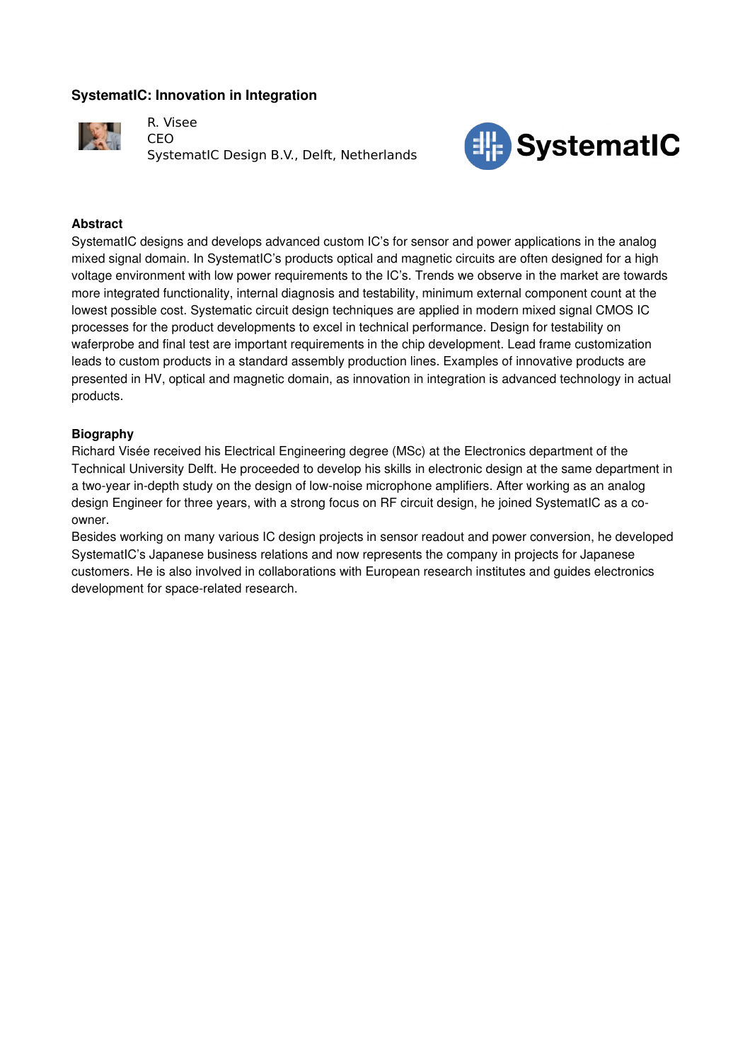## SystematIC: Innovation in Integration

R. Visee
CEO
SystematIC Design B.V., Delft, Netherlands

SystematIC

### Abstract

SystematIC designs and develops advanced custom IC's for sensor and power applications in the analog mixed signal domain. In SystematIC's products optical and magnetic circuits are often designed for a high voltage environment with low power requirements to the IC's. Trends we observe in the market are towards more integrated functionality, internal diagnosis and testability, minimum external component count at the lowest possible cost. Systematic circuit design techniques are applied in modern mixed signal CMOS IC processes for the product developments to excel in technical performance. Design for testability on waferprobe and final test are important requirements in the chip development. Lead frame customization leads to custom products in a standard assembly production lines. Examples of innovative products are presented in HV, optical and magnetic domain, as innovation in integration is advanced technology in actual products.

### Biography

Richard Visée received his Electrical Engineering degree (MSc) at the Electronics department of the Technical University Delft. He proceeded to develop his skills in electronic design at the same department in a two-year in-depth study on the design of low-noise microphone amplifiers. After working as an analog design Engineer for three years, with a strong focus on RF circuit design, he joined SystematIC as a co-owner.

Besides working on many various IC design projects in sensor readout and power conversion, he developed SystematIC's Japanese business relations and now represents the company in projects for Japanese customers. He is also involved in collaborations with European research institutes and guides electronics development for space-related research.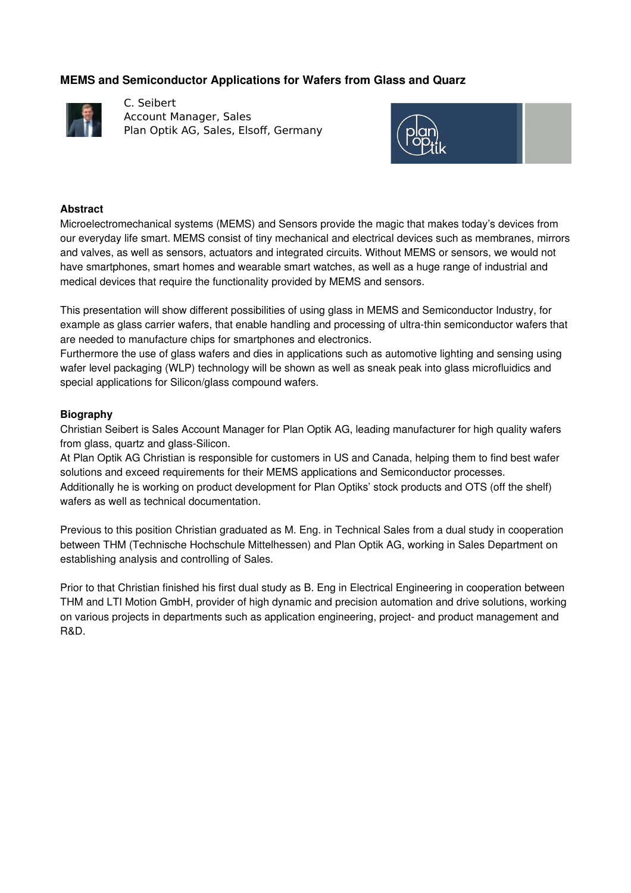## MEMS and Semiconductor Applications for Wafers from Glass and Quarz

C. Seibert
Account Manager, Sales
Plan Optik AG, Sales, Elsoff, Germany

### Abstract

Microelectromechanical systems (MEMS) and Sensors provide the magic that makes today's devices from our everyday life smart. MEMS consist of tiny mechanical and electrical devices such as membranes, mirrors and valves, as well as sensors, actuators and integrated circuits. Without MEMS or sensors, we would not have smartphones, smart homes and wearable smart watches, as well as a huge range of industrial and medical devices that require the functionality provided by MEMS and sensors.

This presentation will show different possibilities of using glass in MEMS and Semiconductor Industry, for example as glass carrier wafers, that enable handling and processing of ultra-thin semiconductor wafers that are needed to manufacture chips for smartphones and electronics.
Furthermore the use of glass wafers and dies in applications such as automotive lighting and sensing using wafer level packaging (WLP) technology will be shown as well as sneak peak into glass microfluidics and special applications for Silicon/glass compound wafers.

### Biography

Christian Seibert is Sales Account Manager for Plan Optik AG, leading manufacturer for high quality wafers from glass, quartz and glass-Silicon.
At Plan Optik AG Christian is responsible for customers in US and Canada, helping them to find best wafer solutions and exceed requirements for their MEMS applications and Semiconductor processes.
Additionally he is working on product development for Plan Optiks' stock products and OTS (off the shelf) wafers as well as technical documentation.

Previous to this position Christian graduated as M. Eng. in Technical Sales from a dual study in cooperation between THM (Technische Hochschule Mittelhessen) and Plan Optik AG, working in Sales Department on establishing analysis and controlling of Sales.

Prior to that Christian finished his first dual study as B. Eng in Electrical Engineering in cooperation between THM and LTI Motion GmbH, provider of high dynamic and precision automation and drive solutions, working on various projects in departments such as application engineering, project- and product management and R&D.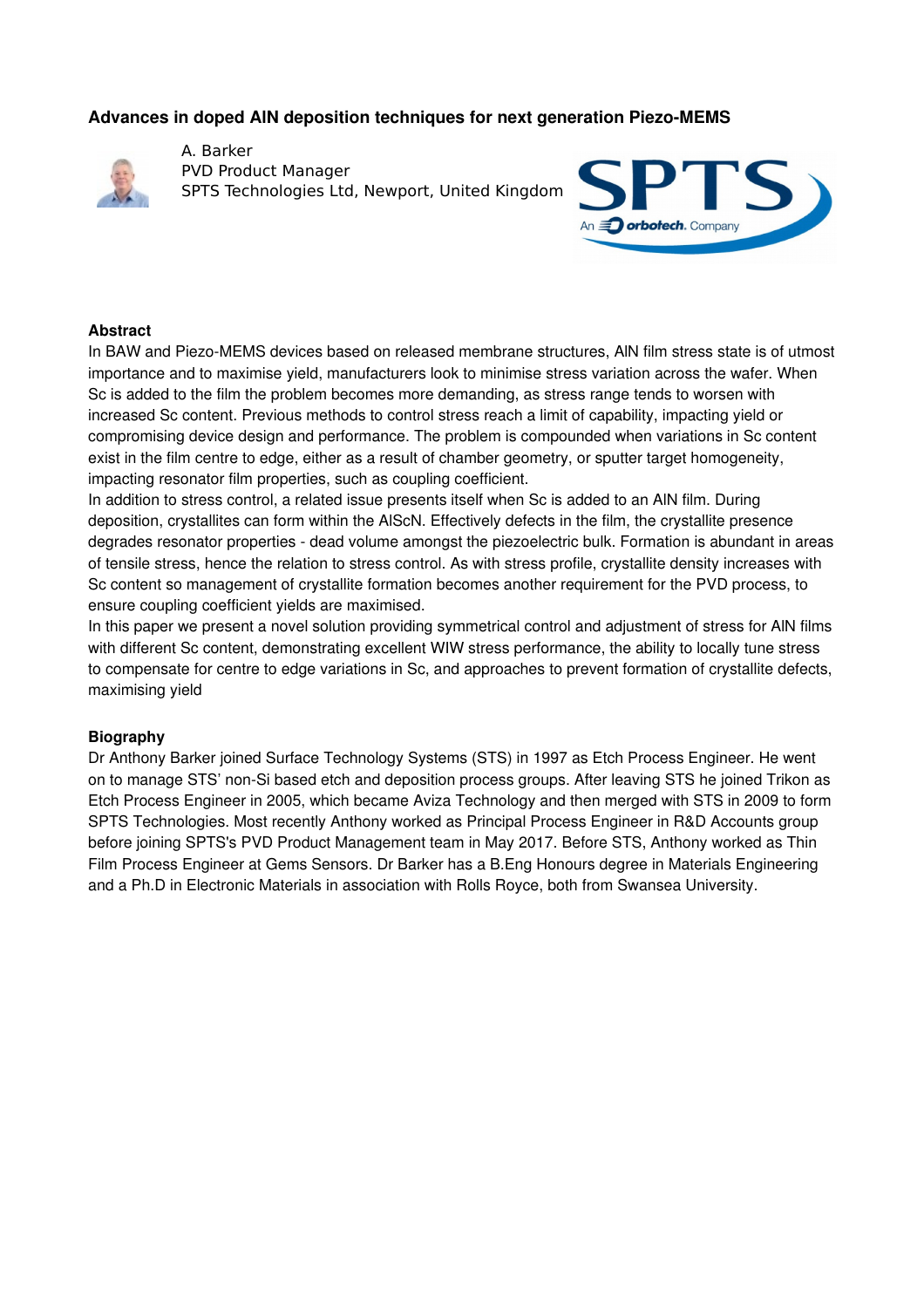### Advances in doped AlN deposition techniques for next generation Piezo-MEMS

A. Barker
PVD Product Manager
SPTS Technologies Ltd, Newport, United Kingdom

#### Abstract

In BAW and Piezo-MEMS devices based on released membrane structures, AlN film stress state is of utmost importance and to maximise yield, manufacturers look to minimise stress variation across the wafer. When Sc is added to the film the problem becomes more demanding, as stress range tends to worsen with increased Sc content. Previous methods to control stress reach a limit of capability, impacting yield or compromising device design and performance. The problem is compounded when variations in Sc content exist in the film centre to edge, either as a result of chamber geometry, or sputter target homogeneity, impacting resonator film properties, such as coupling coefficient.

In addition to stress control, a related issue presents itself when Sc is added to an AlN film. During deposition, crystallites can form within the AlScN. Effectively defects in the film, the crystallite presence degrades resonator properties - dead volume amongst the piezoelectric bulk. Formation is abundant in areas of tensile stress, hence the relation to stress control. As with stress profile, crystallite density increases with Sc content so management of crystallite formation becomes another requirement for the PVD process, to ensure coupling coefficient yields are maximised.

In this paper we present a novel solution providing symmetrical control and adjustment of stress for AlN films with different Sc content, demonstrating excellent WIW stress performance, the ability to locally tune stress to compensate for centre to edge variations in Sc, and approaches to prevent formation of crystallite defects, maximising yield

#### Biography

Dr Anthony Barker joined Surface Technology Systems (STS) in 1997 as Etch Process Engineer. He went on to manage STS' non-Si based etch and deposition process groups. After leaving STS he joined Trikon as Etch Process Engineer in 2005, which became Aviza Technology and then merged with STS in 2009 to form SPTS Technologies. Most recently Anthony worked as Principal Process Engineer in R&D Accounts group before joining SPTS's PVD Product Management team in May 2017. Before STS, Anthony worked as Thin Film Process Engineer at Gems Sensors. Dr Barker has a B.Eng Honours degree in Materials Engineering and a Ph.D in Electronic Materials in association with Rolls Royce, both from Swansea University.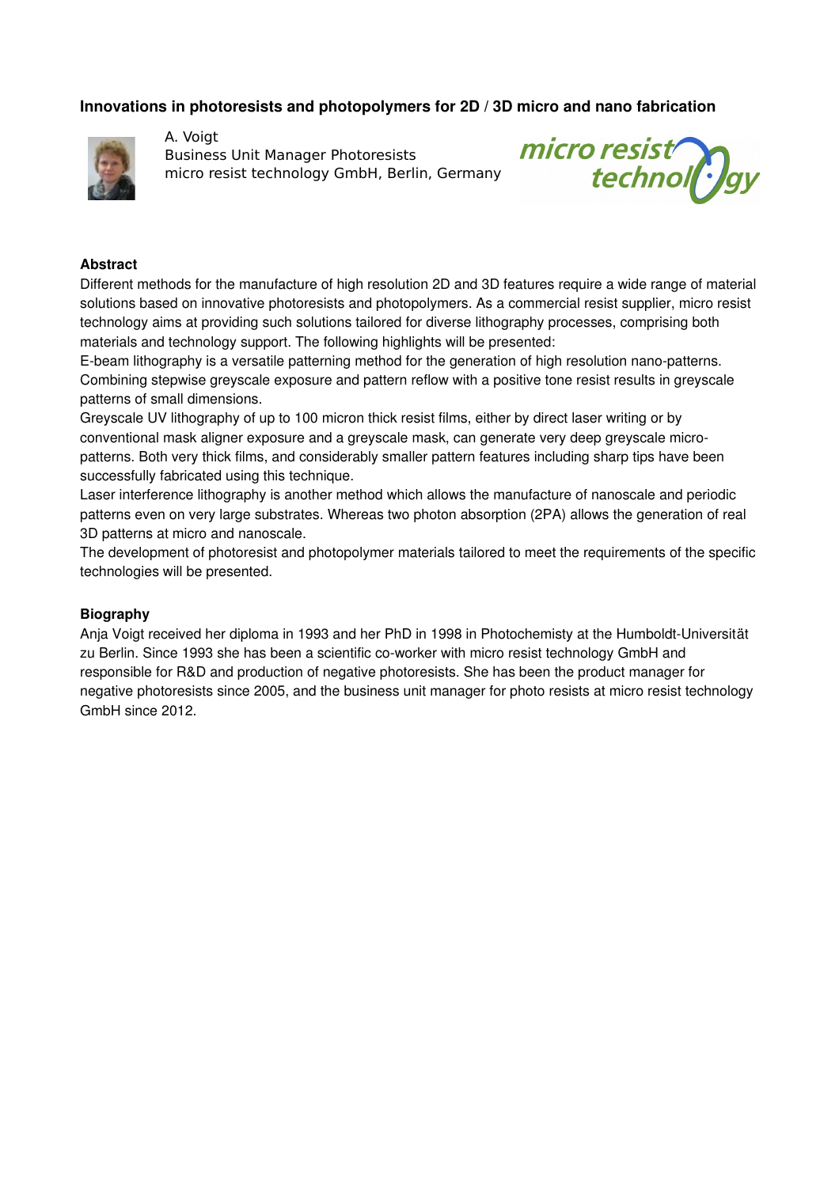## Innovations in photoresists and photopolymers for 2D / 3D micro and nano fabrication

A. Voigt
Business Unit Manager Photoresists
micro resist technology GmbH, Berlin, Germany

### Abstract

Different methods for the manufacture of high resolution 2D and 3D features require a wide range of material solutions based on innovative photoresists and photopolymers. As a commercial resist supplier, micro resist technology aims at providing such solutions tailored for diverse lithography processes, comprising both materials and technology support. The following highlights will be presented:

E-beam lithography is a versatile patterning method for the generation of high resolution nano-patterns. Combining stepwise greyscale exposure and pattern reflow with a positive tone resist results in greyscale patterns of small dimensions.

Greyscale UV lithography of up to 100 micron thick resist films, either by direct laser writing or by conventional mask aligner exposure and a greyscale mask, can generate very deep greyscale micro-patterns. Both very thick films, and considerably smaller pattern features including sharp tips have been successfully fabricated using this technique.

Laser interference lithography is another method which allows the manufacture of nanoscale and periodic patterns even on very large substrates. Whereas two photon absorption (2PA) allows the generation of real 3D patterns at micro and nanoscale.

The development of photoresist and photopolymer materials tailored to meet the requirements of the specific technologies will be presented.

### Biography

Anja Voigt received her diploma in 1993 and her PhD in 1998 in Photochemisty at the Humboldt-Universität zu Berlin. Since 1993 she has been a scientific co-worker with micro resist technology GmbH and responsible for R&D and production of negative photoresists. She has been the product manager for negative photoresists since 2005, and the business unit manager for photo resists at micro resist technology GmbH since 2012.